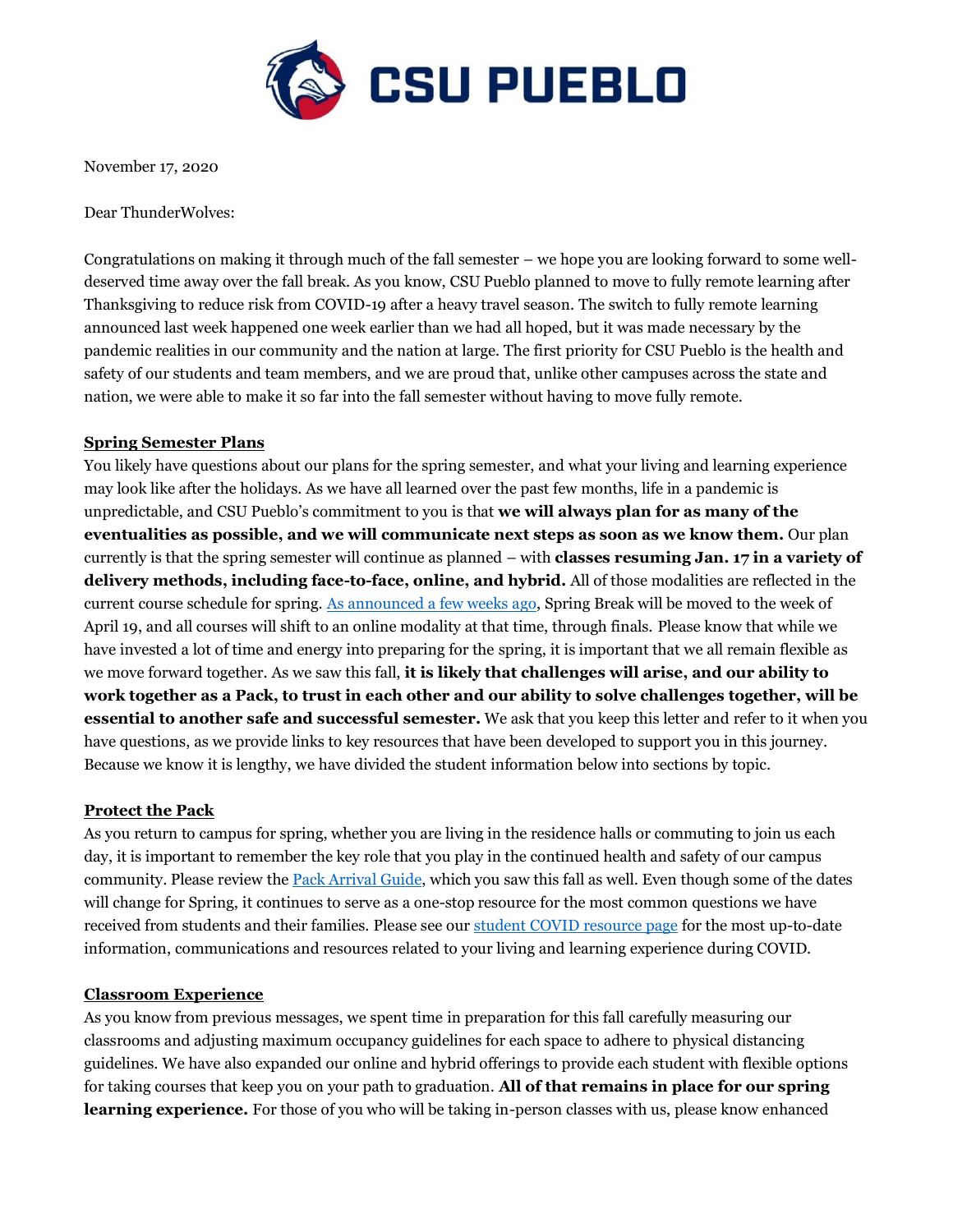CSU PUEBLO

November 17, 2020

Dear ThunderWolves:

Congratulations on making it through much of the fall semester – we hope you are looking forward to some well-deserved time away over the fall break. As you know, CSU Pueblo planned to move to fully remote learning after Thanksgiving to reduce risk from COVID-19 after a heavy travel season. The switch to fully remote learning announced last week happened one week earlier than we had all hoped, but it was made necessary by the pandemic realities in our community and the nation at large. The first priority for CSU Pueblo is the health and safety of our students and team members, and we are proud that, unlike other campuses across the state and nation, we were able to make it so far into the fall semester without having to move fully remote.

## Spring Semester Plans

You likely have questions about our plans for the spring semester, and what your living and learning experience may look like after the holidays. As we have all learned over the past few months, life in a pandemic is unpredictable, and CSU Pueblo's commitment to you is that **we will always plan for as many of the eventualities as possible, and we will communicate next steps as soon as we know them.** Our plan currently is that the spring semester will continue as planned – with **classes resuming Jan. 17 in a variety of delivery methods, including face-to-face, online, and hybrid.** All of those modalities are reflected in the current course schedule for spring. As announced a few weeks ago, Spring Break will be moved to the week of April 19, and all courses will shift to an online modality at that time, through finals. Please know that while we have invested a lot of time and energy into preparing for the spring, it is important that we all remain flexible as we move forward together. As we saw this fall, **it is likely that challenges will arise, and our ability to work together as a Pack, to trust in each other and our ability to solve challenges together, will be essential to another safe and successful semester.** We ask that you keep this letter and refer to it when you have questions, as we provide links to key resources that have been developed to support you in this journey. Because we know it is lengthy, we have divided the student information below into sections by topic.

## Protect the Pack

As you return to campus for spring, whether you are living in the residence halls or commuting to join us each day, it is important to remember the key role that you play in the continued health and safety of our campus community. Please review the Pack Arrival Guide, which you saw this fall as well. Even though some of the dates will change for Spring, it continues to serve as a one-stop resource for the most common questions we have received from students and their families. Please see our student COVID resource page for the most up-to-date information, communications and resources related to your living and learning experience during COVID.

## Classroom Experience

As you know from previous messages, we spent time in preparation for this fall carefully measuring our classrooms and adjusting maximum occupancy guidelines for each space to adhere to physical distancing guidelines. We have also expanded our online and hybrid offerings to provide each student with flexible options for taking courses that keep you on your path to graduation. **All of that remains in place for our spring learning experience.** For those of you who will be taking in-person classes with us, please know enhanced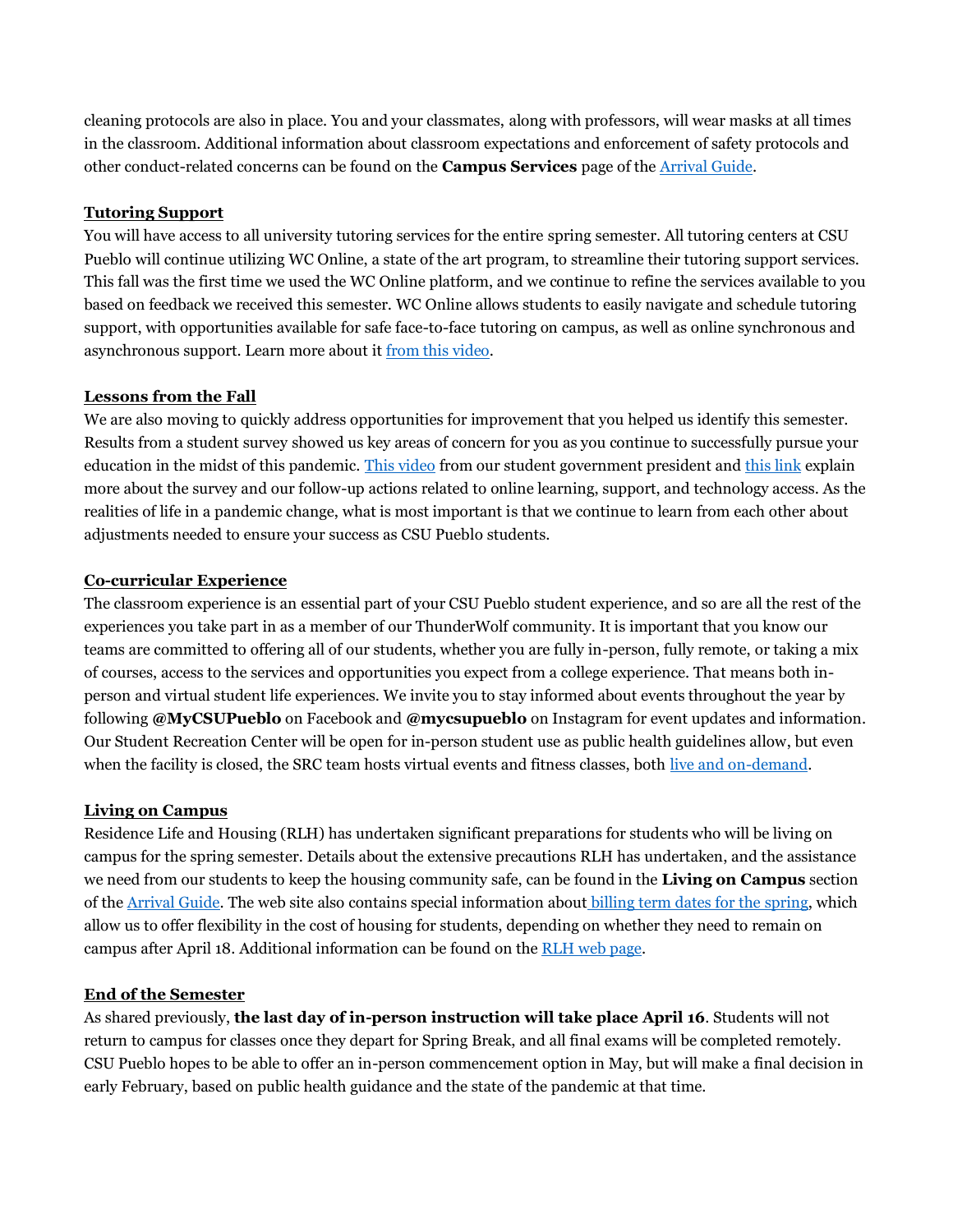cleaning protocols are also in place. You and your classmates, along with professors, will wear masks at all times in the classroom. Additional information about classroom expectations and enforcement of safety protocols and other conduct-related concerns can be found on the **Campus Services** page of the Arrival Guide.

**Tutoring Support**

You will have access to all university tutoring services for the entire spring semester. All tutoring centers at CSU Pueblo will continue utilizing WC Online, a state of the art program, to streamline their tutoring support services. This fall was the first time we used the WC Online platform, and we continue to refine the services available to you based on feedback we received this semester. WC Online allows students to easily navigate and schedule tutoring support, with opportunities available for safe face-to-face tutoring on campus, as well as online synchronous and asynchronous support. Learn more about it from this video.

**Lessons from the Fall**

We are also moving to quickly address opportunities for improvement that you helped us identify this semester. Results from a student survey showed us key areas of concern for you as you continue to successfully pursue your education in the midst of this pandemic. This video from our student government president and this link explain more about the survey and our follow-up actions related to online learning, support, and technology access. As the realities of life in a pandemic change, what is most important is that we continue to learn from each other about adjustments needed to ensure your success as CSU Pueblo students.

**Co-curricular Experience**

The classroom experience is an essential part of your CSU Pueblo student experience, and so are all the rest of the experiences you take part in as a member of our ThunderWolf community. It is important that you know our teams are committed to offering all of our students, whether you are fully in-person, fully remote, or taking a mix of courses, access to the services and opportunities you expect from a college experience. That means both in-person and virtual student life experiences. We invite you to stay informed about events throughout the year by following **@MyCSUPueblo** on Facebook and **@mycsupueblo** on Instagram for event updates and information. Our Student Recreation Center will be open for in-person student use as public health guidelines allow, but even when the facility is closed, the SRC team hosts virtual events and fitness classes, both live and on-demand.

**Living on Campus**

Residence Life and Housing (RLH) has undertaken significant preparations for students who will be living on campus for the spring semester. Details about the extensive precautions RLH has undertaken, and the assistance we need from our students to keep the housing community safe, can be found in the **Living on Campus** section of the Arrival Guide. The web site also contains special information about billing term dates for the spring, which allow us to offer flexibility in the cost of housing for students, depending on whether they need to remain on campus after April 18. Additional information can be found on the RLH web page.

**End of the Semester**

As shared previously, **the last day of in-person instruction will take place April 16**. Students will not return to campus for classes once they depart for Spring Break, and all final exams will be completed remotely. CSU Pueblo hopes to be able to offer an in-person commencement option in May, but will make a final decision in early February, based on public health guidance and the state of the pandemic at that time.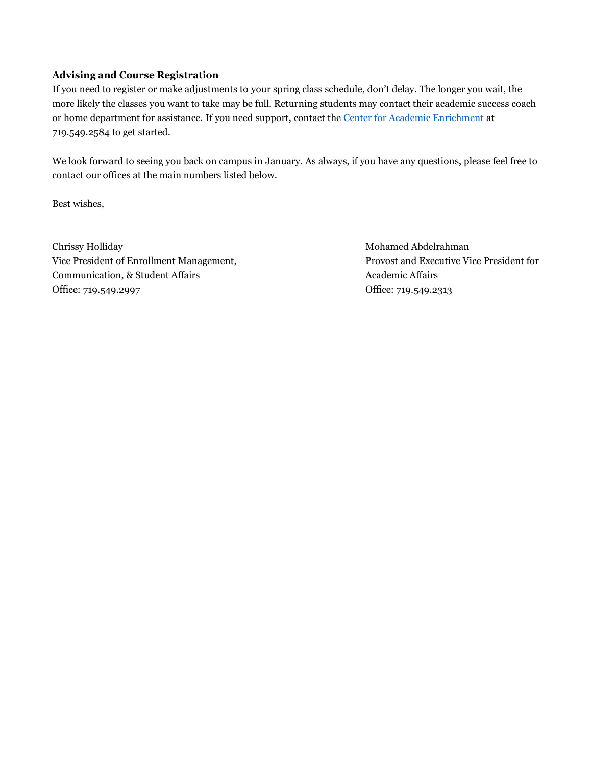**Advising and Course Registration**

If you need to register or make adjustments to your spring class schedule, don't delay. The longer you wait, the more likely the classes you want to take may be full. Returning students may contact their academic success coach or home department for assistance. If you need support, contact the Center for Academic Enrichment at 719.549.2584 to get started.

We look forward to seeing you back on campus in January. As always, if you have any questions, please feel free to contact our offices at the main numbers listed below.

Best wishes,

Chrissy Holliday
Vice President of Enrollment Management, Communication, & Student Affairs
Office: 719.549.2997

Mohamed Abdelrahman
Provost and Executive Vice President for Academic Affairs
Office: 719.549.2313